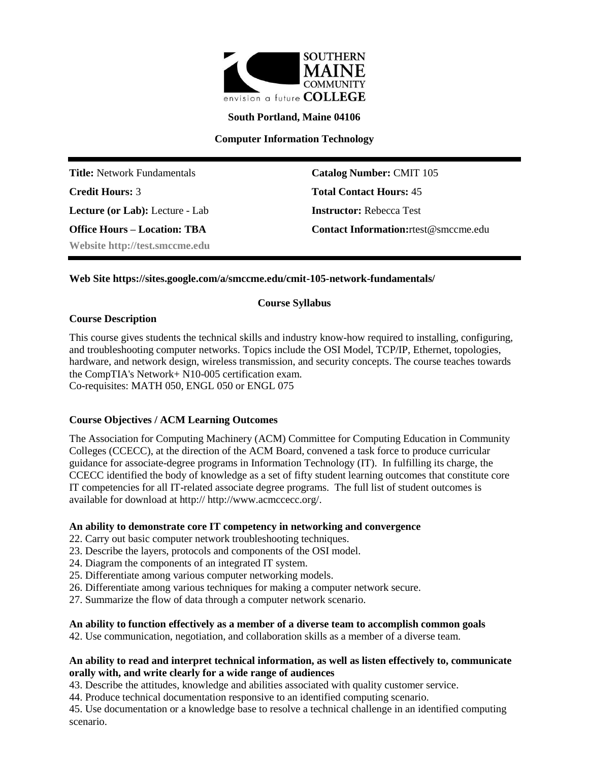**South Portland, Maine 04106**

**Computer Information Technology**

| | |
|---|---|
| **Title:** Network Fundamentals | **Catalog Number:** CMIT 105 |
| **Credit Hours:** 3 | **Total Contact Hours:** 45 |
| **Lecture (or Lab):** Lecture - Lab | **Instructor:** Rebecca Test |
| **Office Hours – Location: TBA** | **Contact Information:**rtest@smccme.edu |
| **Website http://test.smccme.edu** | |

**Web Site https://sites.google.com/a/smccme.edu/cmit-105-network-fundamentals/**

## Course Syllabus

### Course Description

This course gives students the technical skills and industry know-how required to installing, configuring, and troubleshooting computer networks. Topics include the OSI Model, TCP/IP, Ethernet, topologies, hardware, and network design, wireless transmission, and security concepts. The course teaches towards the CompTIA's Network+ N10-005 certification exam.
Co-requisites: MATH 050, ENGL 050 or ENGL 075

### Course Objectives / ACM Learning Outcomes

The Association for Computing Machinery (ACM) Committee for Computing Education in Community Colleges (CCECC), at the direction of the ACM Board, convened a task force to produce curricular guidance for associate-degree programs in Information Technology (IT). In fulfilling its charge, the CCECC identified the body of knowledge as a set of fifty student learning outcomes that constitute core IT competencies for all IT-related associate degree programs. The full list of student outcomes is available for download at http:// http://www.acmccecc.org/.

**An ability to demonstrate core IT competency in networking and convergence**

22. Carry out basic computer network troubleshooting techniques.
23. Describe the layers, protocols and components of the OSI model.
24. Diagram the components of an integrated IT system.
25. Differentiate among various computer networking models.
26. Differentiate among various techniques for making a computer network secure.
27. Summarize the flow of data through a computer network scenario.

**An ability to function effectively as a member of a diverse team to accomplish common goals**

42. Use communication, negotiation, and collaboration skills as a member of a diverse team.

**An ability to read and interpret technical information, as well as listen effectively to, communicate orally with, and write clearly for a wide range of audiences**

43. Describe the attitudes, knowledge and abilities associated with quality customer service.
44. Produce technical documentation responsive to an identified computing scenario.
45. Use documentation or a knowledge base to resolve a technical challenge in an identified computing scenario.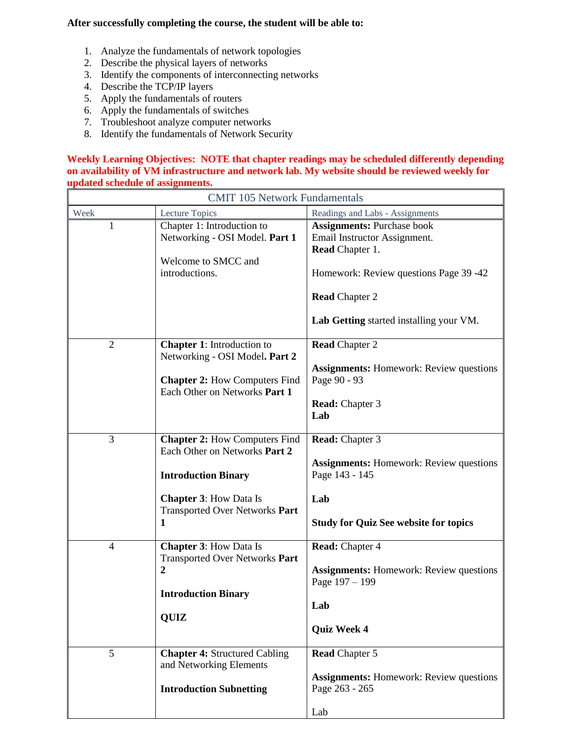**After successfully completing the course, the student will be able to:**

1. Analyze the fundamentals of network topologies
2. Describe the physical layers of networks
3. Identify the components of interconnecting networks
4. Describe the TCP/IP layers
5. Apply the fundamentals of routers
6. Apply the fundamentals of switches
7. Troubleshoot analyze computer networks
8. Identify the fundamentals of Network Security

**Weekly Learning Objectives: NOTE that chapter readings may be scheduled differently depending on availability of VM infrastructure and network lab. My website should be reviewed weekly for updated schedule of assignments.**

| CMIT 105 Network Fundamentals | | |
|---|---|---|
| Week | Lecture Topics | Readings and Labs - Assignments |
| 1 | Chapter 1: Introduction to Networking - OSI Model. **Part 1**<br><br>Welcome to SMCC and introductions. | **Assignments:** Purchase book<br>Email Instructor Assignment.<br>**Read** Chapter 1.<br><br>Homework: Review questions Page 39 -42<br><br>**Read** Chapter 2<br><br>**Lab Getting** started installing your VM. |
| 2 | **Chapter 1**: Introduction to Networking - OSI Model**. Part 2**<br><br>**Chapter 2:** How Computers Find Each Other on Networks **Part 1** | **Read** Chapter 2<br><br>**Assignments:** Homework: Review questions Page 90 - 93<br><br>**Read:** Chapter 3<br>**Lab** |
| 3 | **Chapter 2:** How Computers Find Each Other on Networks **Part 2**<br><br>**Introduction Binary**<br><br>**Chapter 3**: How Data Is Transported Over Networks **Part 1** | **Read:** Chapter 3<br><br>**Assignments:** Homework: Review questions Page 143 - 145<br><br>**Lab**<br><br>**Study for Quiz See website for topics** |
| 4 | **Chapter 3**: How Data Is Transported Over Networks **Part 2**<br><br>**Introduction Binary**<br><br>**QUIZ** | **Read:** Chapter 4<br><br>**Assignments:** Homework: Review questions Page 197 – 199<br><br>**Lab**<br><br>**Quiz Week 4** |
| 5 | **Chapter 4:** Structured Cabling and Networking Elements<br><br>**Introduction Subnetting** | **Read** Chapter 5<br><br>**Assignments:** Homework: Review questions Page 263 - 265<br><br>Lab |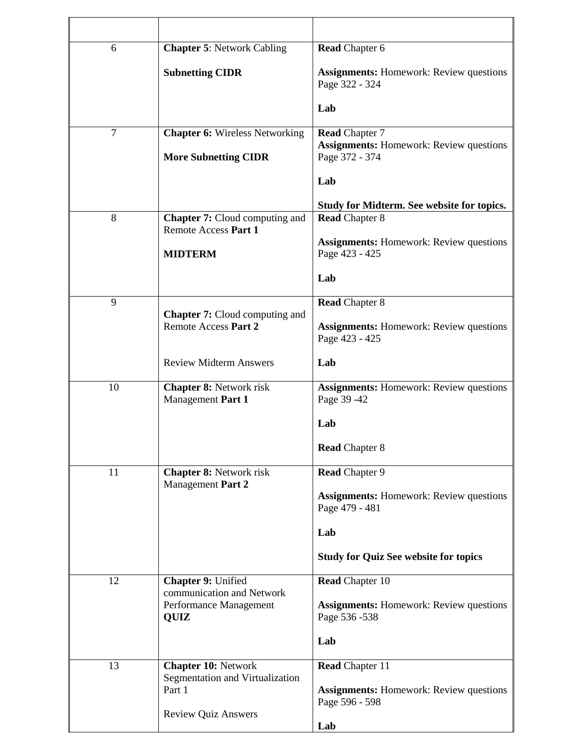| | | |
|---|---|---|
| 6 | **Chapter 5**: Network Cabling<br><br>**Subnetting CIDR** | **Read** Chapter 6<br><br>**Assignments:** Homework: Review questions Page 322 - 324<br><br>**Lab** |
| 7 | **Chapter 6:** Wireless Networking<br><br>**More Subnetting CIDR** | **Read** Chapter 7<br>**Assignments:** Homework: Review questions Page 372 - 374<br><br>**Lab**<br><br>**Study for Midterm. See website for topics.** |
| 8 | **Chapter 7:** Cloud computing and Remote Access **Part 1**<br><br>**MIDTERM** | **Read** Chapter 8<br><br>**Assignments:** Homework: Review questions Page 423 - 425<br><br>**Lab** |
| 9 | **Chapter 7:** Cloud computing and Remote Access **Part 2**<br><br>Review Midterm Answers | **Read** Chapter 8<br><br>**Assignments:** Homework: Review questions Page 423 - 425<br><br>**Lab** |
| 10 | **Chapter 8:** Network risk Management **Part 1** | **Assignments:** Homework: Review questions Page 39 -42<br><br>**Lab**<br><br>**Read** Chapter 8 |
| 11 | **Chapter 8:** Network risk Management **Part 2** | **Read** Chapter 9<br><br>**Assignments:** Homework: Review questions Page 479 - 481<br><br>**Lab**<br><br>**Study for Quiz See website for topics** |
| 12 | **Chapter 9:** Unified communication and Network Performance Management<br>**QUIZ** | **Read** Chapter 10<br><br>**Assignments:** Homework: Review questions Page 536 -538<br><br>**Lab** |
| 13 | **Chapter 10:** Network Segmentation and Virtualization Part 1<br><br>Review Quiz Answers | **Read** Chapter 11<br><br>**Assignments:** Homework: Review questions Page 596 - 598<br><br>**Lab** |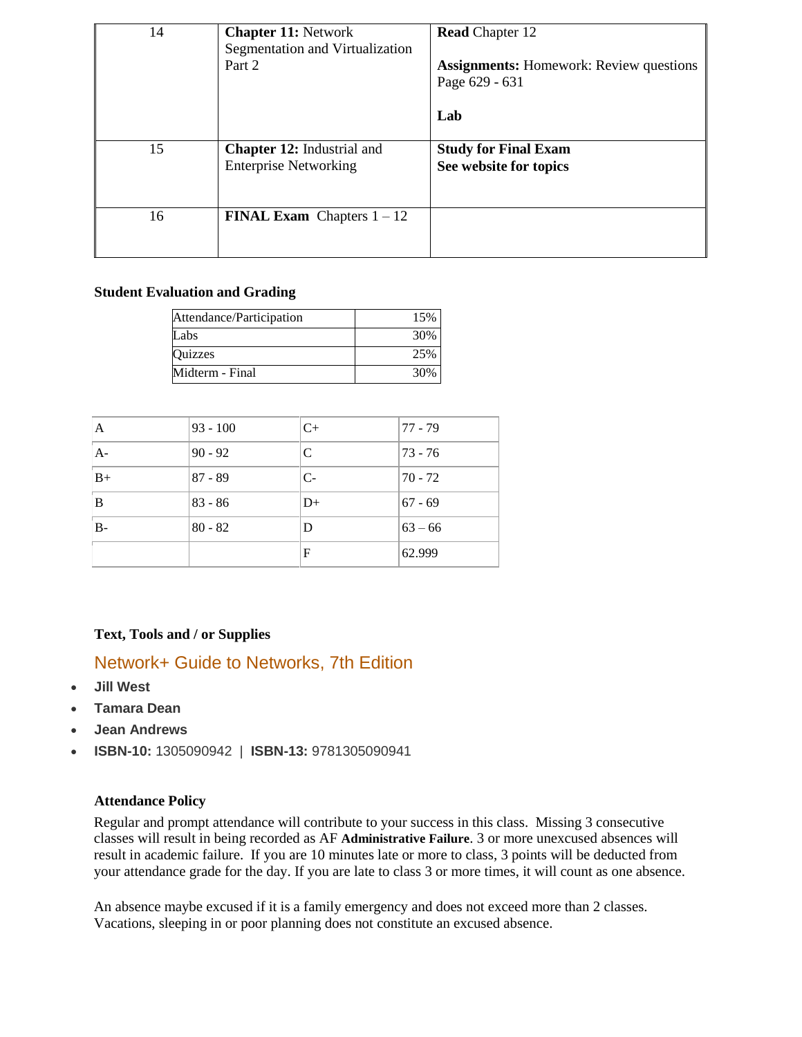| 14 | **Chapter 11:** Network Segmentation and Virtualization Part 2 | **Read** Chapter 12<br><br>**Assignments:** Homework: Review questions Page 629 - 631<br><br>**Lab** |
|---|---|---|
| 15 | **Chapter 12:** Industrial and Enterprise Networking | **Study for Final Exam**<br>**See website for topics** |
| 16 | **FINAL Exam** Chapters 1 – 12 | |

**Student Evaluation and Grading**

| Attendance/Participation | 15% |
|---|---|
| Labs | 30% |
| Quizzes | 25% |
| Midterm - Final | 30% |

| A | 93 - 100 | C+ | 77 - 79 |
|---|---|---|---|
| A- | 90 - 92 | C | 73 - 76 |
| B+ | 87 - 89 | C- | 70 - 72 |
| B | 83 - 86 | D+ | 67 - 69 |
| B- | 80 - 82 | D | 63 – 66 |
| | | F | 62.999 |

**Text, Tools and / or Supplies**

## Network+ Guide to Networks, 7th Edition

- **Jill West**
- **Tamara Dean**
- **Jean Andrews**
- **ISBN-10:** 1305090942 | **ISBN-13:** 9781305090941

**Attendance Policy**

Regular and prompt attendance will contribute to your success in this class. Missing 3 consecutive classes will result in being recorded as AF **Administrative Failure**. 3 or more unexcused absences will result in academic failure. If you are 10 minutes late or more to class, 3 points will be deducted from your attendance grade for the day. If you are late to class 3 or more times, it will count as one absence.

An absence maybe excused if it is a family emergency and does not exceed more than 2 classes. Vacations, sleeping in or poor planning does not constitute an excused absence.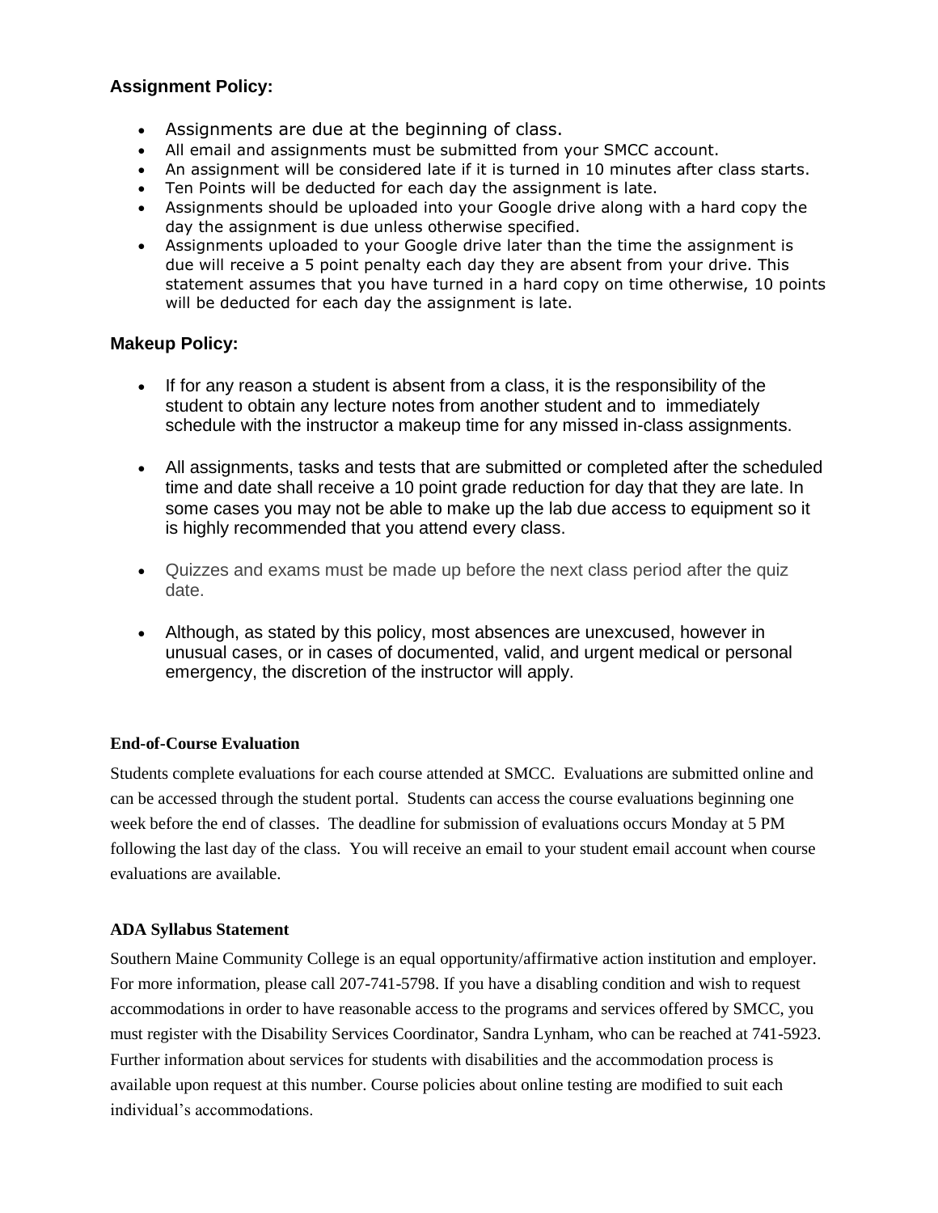### Assignment Policy:

- Assignments are due at the beginning of class.
- All email and assignments must be submitted from your SMCC account.
- An assignment will be considered late if it is turned in 10 minutes after class starts.
- Ten Points will be deducted for each day the assignment is late.
- Assignments should be uploaded into your Google drive along with a hard copy the day the assignment is due unless otherwise specified.
- Assignments uploaded to your Google drive later than the time the assignment is due will receive a 5 point penalty each day they are absent from your drive. This statement assumes that you have turned in a hard copy on time otherwise, 10 points will be deducted for each day the assignment is late.

### Makeup Policy:

- If for any reason a student is absent from a class, it is the responsibility of the student to obtain any lecture notes from another student and to immediately schedule with the instructor a makeup time for any missed in-class assignments.
- All assignments, tasks and tests that are submitted or completed after the scheduled time and date shall receive a 10 point grade reduction for day that they are late. In some cases you may not be able to make up the lab due access to equipment so it is highly recommended that you attend every class.
- Quizzes and exams must be made up before the next class period after the quiz date.
- Although, as stated by this policy, most absences are unexcused, however in unusual cases, or in cases of documented, valid, and urgent medical or personal emergency, the discretion of the instructor will apply.

**End-of-Course Evaluation**

Students complete evaluations for each course attended at SMCC. Evaluations are submitted online and can be accessed through the student portal. Students can access the course evaluations beginning one week before the end of classes. The deadline for submission of evaluations occurs Monday at 5 PM following the last day of the class. You will receive an email to your student email account when course evaluations are available.

**ADA Syllabus Statement**

Southern Maine Community College is an equal opportunity/affirmative action institution and employer. For more information, please call 207-741-5798. If you have a disabling condition and wish to request accommodations in order to have reasonable access to the programs and services offered by SMCC, you must register with the Disability Services Coordinator, Sandra Lynham, who can be reached at 741-5923. Further information about services for students with disabilities and the accommodation process is available upon request at this number. Course policies about online testing are modified to suit each individual's accommodations.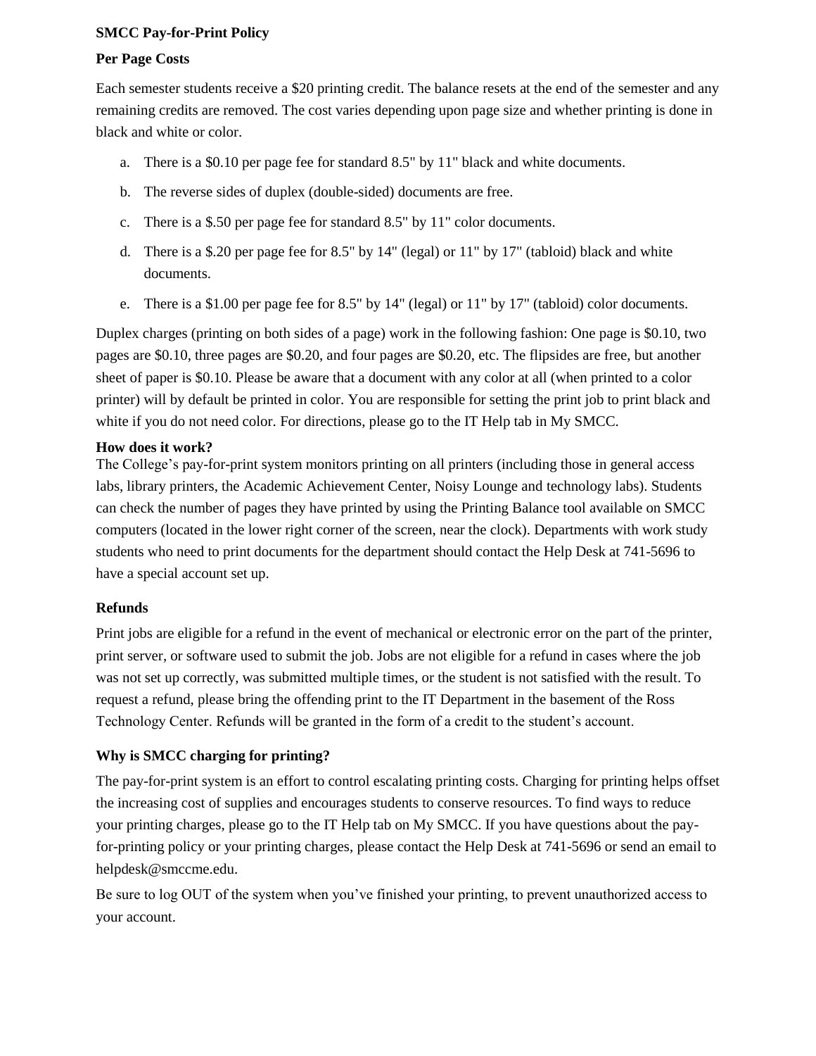**SMCC Pay-for-Print Policy**

**Per Page Costs**

Each semester students receive a $20 printing credit. The balance resets at the end of the semester and any remaining credits are removed. The cost varies depending upon page size and whether printing is done in black and white or color.

a. There is a $0.10 per page fee for standard 8.5" by 11" black and white documents.

b. The reverse sides of duplex (double-sided) documents are free.

c. There is a $.50 per page fee for standard 8.5" by 11" color documents.

d. There is a $.20 per page fee for 8.5" by 14" (legal) or 11" by 17" (tabloid) black and white documents.

e. There is a $1.00 per page fee for 8.5" by 14" (legal) or 11" by 17" (tabloid) color documents.

Duplex charges (printing on both sides of a page) work in the following fashion: One page is $0.10, two pages are $0.10, three pages are $0.20, and four pages are $0.20, etc. The flipsides are free, but another sheet of paper is $0.10. Please be aware that a document with any color at all (when printed to a color printer) will by default be printed in color. You are responsible for setting the print job to print black and white if you do not need color. For directions, please go to the IT Help tab in My SMCC.

**How does it work?**

The College's pay-for-print system monitors printing on all printers (including those in general access labs, library printers, the Academic Achievement Center, Noisy Lounge and technology labs). Students can check the number of pages they have printed by using the Printing Balance tool available on SMCC computers (located in the lower right corner of the screen, near the clock). Departments with work study students who need to print documents for the department should contact the Help Desk at 741-5696 to have a special account set up.

**Refunds**

Print jobs are eligible for a refund in the event of mechanical or electronic error on the part of the printer, print server, or software used to submit the job. Jobs are not eligible for a refund in cases where the job was not set up correctly, was submitted multiple times, or the student is not satisfied with the result. To request a refund, please bring the offending print to the IT Department in the basement of the Ross Technology Center. Refunds will be granted in the form of a credit to the student's account.

**Why is SMCC charging for printing?**

The pay-for-print system is an effort to control escalating printing costs. Charging for printing helps offset the increasing cost of supplies and encourages students to conserve resources. To find ways to reduce your printing charges, please go to the IT Help tab on My SMCC. If you have questions about the pay-for-printing policy or your printing charges, please contact the Help Desk at 741-5696 or send an email to helpdesk@smccme.edu.

Be sure to log OUT of the system when you've finished your printing, to prevent unauthorized access to your account.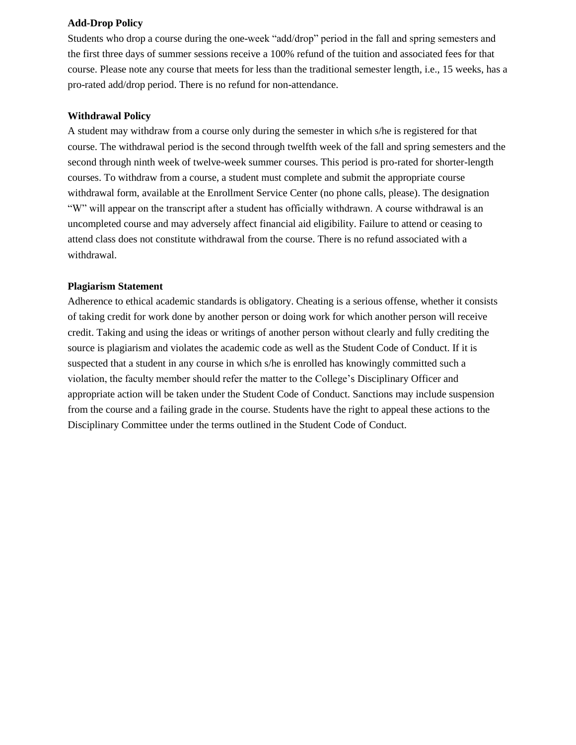**Add-Drop Policy**

Students who drop a course during the one-week “add/drop” period in the fall and spring semesters and the first three days of summer sessions receive a 100% refund of the tuition and associated fees for that course. Please note any course that meets for less than the traditional semester length, i.e., 15 weeks, has a pro-rated add/drop period. There is no refund for non-attendance.

**Withdrawal Policy**

A student may withdraw from a course only during the semester in which s/he is registered for that course. The withdrawal period is the second through twelfth week of the fall and spring semesters and the second through ninth week of twelve-week summer courses. This period is pro-rated for shorter-length courses. To withdraw from a course, a student must complete and submit the appropriate course withdrawal form, available at the Enrollment Service Center (no phone calls, please). The designation “W” will appear on the transcript after a student has officially withdrawn. A course withdrawal is an uncompleted course and may adversely affect financial aid eligibility. Failure to attend or ceasing to attend class does not constitute withdrawal from the course. There is no refund associated with a withdrawal.

**Plagiarism Statement**

Adherence to ethical academic standards is obligatory. Cheating is a serious offense, whether it consists of taking credit for work done by another person or doing work for which another person will receive credit. Taking and using the ideas or writings of another person without clearly and fully crediting the source is plagiarism and violates the academic code as well as the Student Code of Conduct. If it is suspected that a student in any course in which s/he is enrolled has knowingly committed such a violation, the faculty member should refer the matter to the College’s Disciplinary Officer and appropriate action will be taken under the Student Code of Conduct. Sanctions may include suspension from the course and a failing grade in the course. Students have the right to appeal these actions to the Disciplinary Committee under the terms outlined in the Student Code of Conduct.